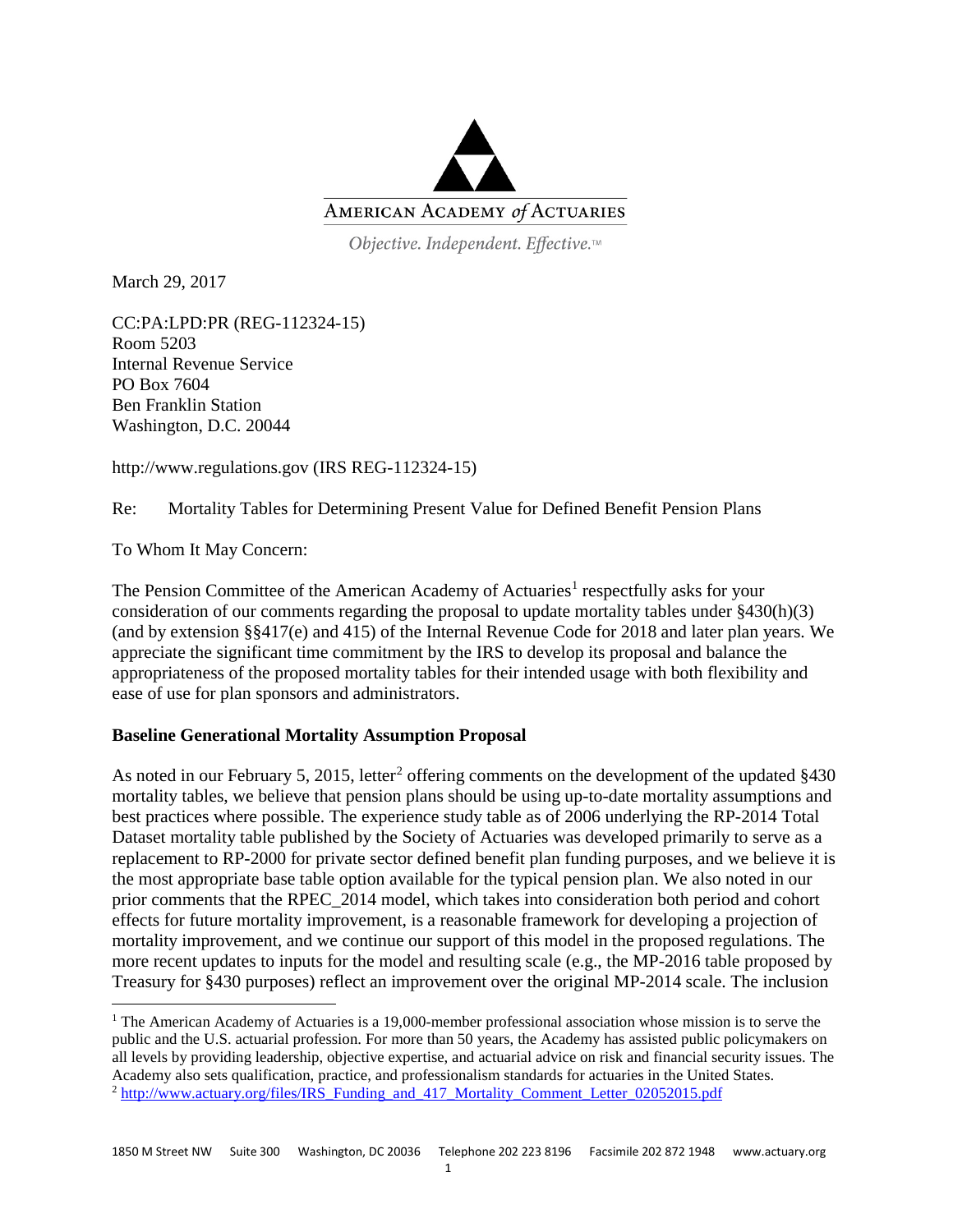AMERICAN ACADEMY *of* ACTUARIES

*Objective. Independent. Effective.*™

March 29, 2017

CC:PA:LPD:PR (REG-112324-15)
Room 5203
Internal Revenue Service
PO Box 7604
Ben Franklin Station
Washington, D.C. 20044

http://www.regulations.gov (IRS REG-112324-15)

Re: Mortality Tables for Determining Present Value for Defined Benefit Pension Plans

To Whom It May Concern:

The Pension Committee of the American Academy of Actuaries[1] respectfully asks for your consideration of our comments regarding the proposal to update mortality tables under §430(h)(3) (and by extension §§417(e) and 415) of the Internal Revenue Code for 2018 and later plan years. We appreciate the significant time commitment by the IRS to develop its proposal and balance the appropriateness of the proposed mortality tables for their intended usage with both flexibility and ease of use for plan sponsors and administrators.

**Baseline Generational Mortality Assumption Proposal**

As noted in our February 5, 2015, letter[2] offering comments on the development of the updated §430 mortality tables, we believe that pension plans should be using up-to-date mortality assumptions and best practices where possible. The experience study table as of 2006 underlying the RP-2014 Total Dataset mortality table published by the Society of Actuaries was developed primarily to serve as a replacement to RP-2000 for private sector defined benefit plan funding purposes, and we believe it is the most appropriate base table option available for the typical pension plan. We also noted in our prior comments that the RPEC_2014 model, which takes into consideration both period and cohort effects for future mortality improvement, is a reasonable framework for developing a projection of mortality improvement, and we continue our support of this model in the proposed regulations. The more recent updates to inputs for the model and resulting scale (e.g., the MP-2016 table proposed by Treasury for §430 purposes) reflect an improvement over the original MP-2014 scale. The inclusion

[1] The American Academy of Actuaries is a 19,000-member professional association whose mission is to serve the public and the U.S. actuarial profession. For more than 50 years, the Academy has assisted public policymakers on all levels by providing leadership, objective expertise, and actuarial advice on risk and financial security issues. The Academy also sets qualification, practice, and professionalism standards for actuaries in the United States.

[2] http://www.actuary.org/files/IRS_Funding_and_417_Mortality_Comment_Letter_02052015.pdf

1850 M Street NW Suite 300 Washington, DC 20036 Telephone 202 223 8196 Facsimile 202 872 1948 www.actuary.org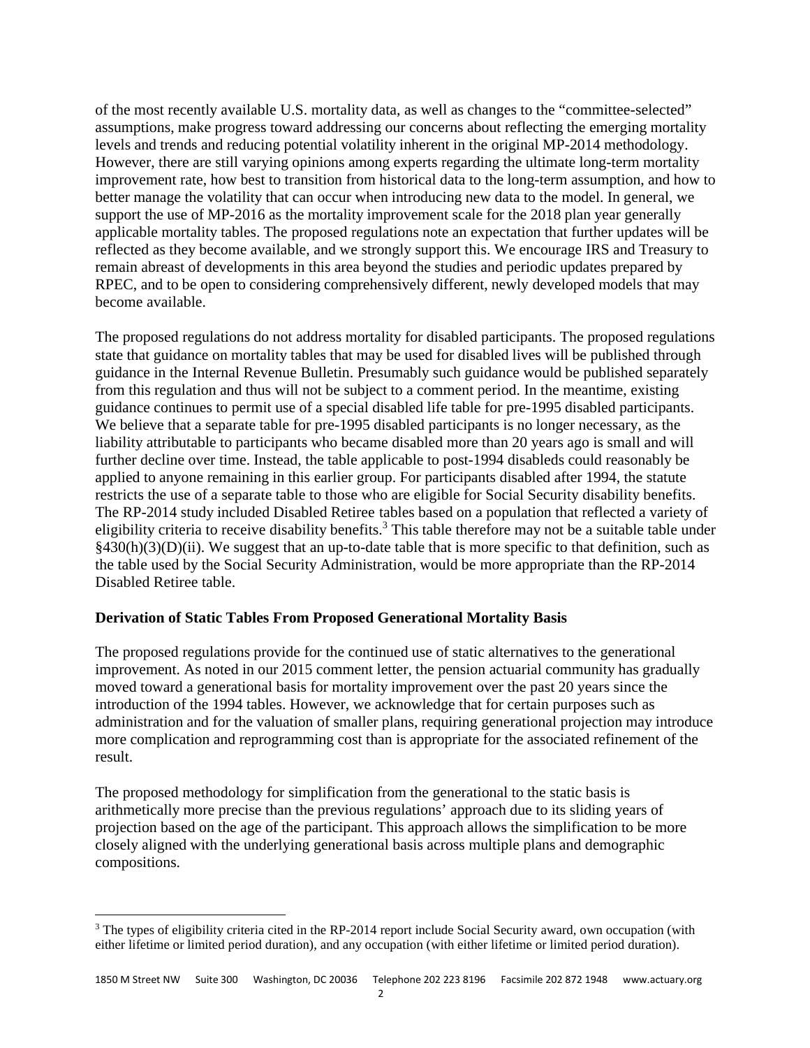of the most recently available U.S. mortality data, as well as changes to the "committee-selected" assumptions, make progress toward addressing our concerns about reflecting the emerging mortality levels and trends and reducing potential volatility inherent in the original MP-2014 methodology. However, there are still varying opinions among experts regarding the ultimate long-term mortality improvement rate, how best to transition from historical data to the long-term assumption, and how to better manage the volatility that can occur when introducing new data to the model. In general, we support the use of MP-2016 as the mortality improvement scale for the 2018 plan year generally applicable mortality tables. The proposed regulations note an expectation that further updates will be reflected as they become available, and we strongly support this. We encourage IRS and Treasury to remain abreast of developments in this area beyond the studies and periodic updates prepared by RPEC, and to be open to considering comprehensively different, newly developed models that may become available.

The proposed regulations do not address mortality for disabled participants. The proposed regulations state that guidance on mortality tables that may be used for disabled lives will be published through guidance in the Internal Revenue Bulletin. Presumably such guidance would be published separately from this regulation and thus will not be subject to a comment period. In the meantime, existing guidance continues to permit use of a special disabled life table for pre-1995 disabled participants. We believe that a separate table for pre-1995 disabled participants is no longer necessary, as the liability attributable to participants who became disabled more than 20 years ago is small and will further decline over time. Instead, the table applicable to post-1994 disableds could reasonably be applied to anyone remaining in this earlier group. For participants disabled after 1994, the statute restricts the use of a separate table to those who are eligible for Social Security disability benefits. The RP-2014 study included Disabled Retiree tables based on a population that reflected a variety of eligibility criteria to receive disability benefits.[3] This table therefore may not be a suitable table under §430(h)(3)(D)(ii). We suggest that an up-to-date table that is more specific to that definition, such as the table used by the Social Security Administration, would be more appropriate than the RP-2014 Disabled Retiree table.

**Derivation of Static Tables From Proposed Generational Mortality Basis**

The proposed regulations provide for the continued use of static alternatives to the generational improvement. As noted in our 2015 comment letter, the pension actuarial community has gradually moved toward a generational basis for mortality improvement over the past 20 years since the introduction of the 1994 tables. However, we acknowledge that for certain purposes such as administration and for the valuation of smaller plans, requiring generational projection may introduce more complication and reprogramming cost than is appropriate for the associated refinement of the result.

The proposed methodology for simplification from the generational to the static basis is arithmetically more precise than the previous regulations' approach due to its sliding years of projection based on the age of the participant. This approach allows the simplification to be more closely aligned with the underlying generational basis across multiple plans and demographic compositions.

[3] The types of eligibility criteria cited in the RP-2014 report include Social Security award, own occupation (with either lifetime or limited period duration), and any occupation (with either lifetime or limited period duration).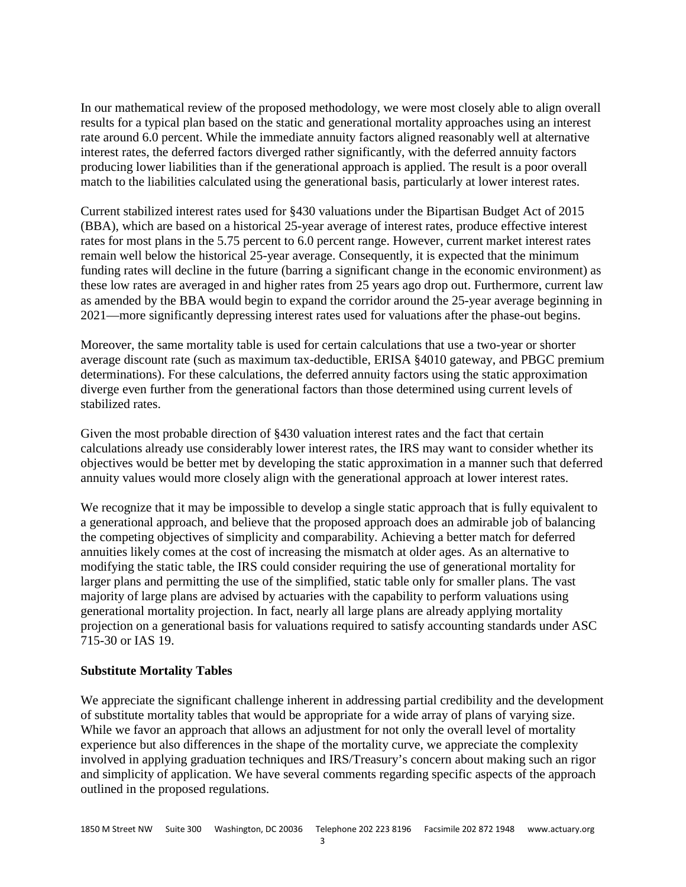In our mathematical review of the proposed methodology, we were most closely able to align overall results for a typical plan based on the static and generational mortality approaches using an interest rate around 6.0 percent. While the immediate annuity factors aligned reasonably well at alternative interest rates, the deferred factors diverged rather significantly, with the deferred annuity factors producing lower liabilities than if the generational approach is applied. The result is a poor overall match to the liabilities calculated using the generational basis, particularly at lower interest rates.

Current stabilized interest rates used for §430 valuations under the Bipartisan Budget Act of 2015 (BBA), which are based on a historical 25-year average of interest rates, produce effective interest rates for most plans in the 5.75 percent to 6.0 percent range. However, current market interest rates remain well below the historical 25-year average. Consequently, it is expected that the minimum funding rates will decline in the future (barring a significant change in the economic environment) as these low rates are averaged in and higher rates from 25 years ago drop out. Furthermore, current law as amended by the BBA would begin to expand the corridor around the 25-year average beginning in 2021—more significantly depressing interest rates used for valuations after the phase-out begins.

Moreover, the same mortality table is used for certain calculations that use a two-year or shorter average discount rate (such as maximum tax-deductible, ERISA §4010 gateway, and PBGC premium determinations). For these calculations, the deferred annuity factors using the static approximation diverge even further from the generational factors than those determined using current levels of stabilized rates.

Given the most probable direction of §430 valuation interest rates and the fact that certain calculations already use considerably lower interest rates, the IRS may want to consider whether its objectives would be better met by developing the static approximation in a manner such that deferred annuity values would more closely align with the generational approach at lower interest rates.

We recognize that it may be impossible to develop a single static approach that is fully equivalent to a generational approach, and believe that the proposed approach does an admirable job of balancing the competing objectives of simplicity and comparability. Achieving a better match for deferred annuities likely comes at the cost of increasing the mismatch at older ages. As an alternative to modifying the static table, the IRS could consider requiring the use of generational mortality for larger plans and permitting the use of the simplified, static table only for smaller plans. The vast majority of large plans are advised by actuaries with the capability to perform valuations using generational mortality projection. In fact, nearly all large plans are already applying mortality projection on a generational basis for valuations required to satisfy accounting standards under ASC 715-30 or IAS 19.

**Substitute Mortality Tables**

We appreciate the significant challenge inherent in addressing partial credibility and the development of substitute mortality tables that would be appropriate for a wide array of plans of varying size. While we favor an approach that allows an adjustment for not only the overall level of mortality experience but also differences in the shape of the mortality curve, we appreciate the complexity involved in applying graduation techniques and IRS/Treasury's concern about making such an rigor and simplicity of application. We have several comments regarding specific aspects of the approach outlined in the proposed regulations.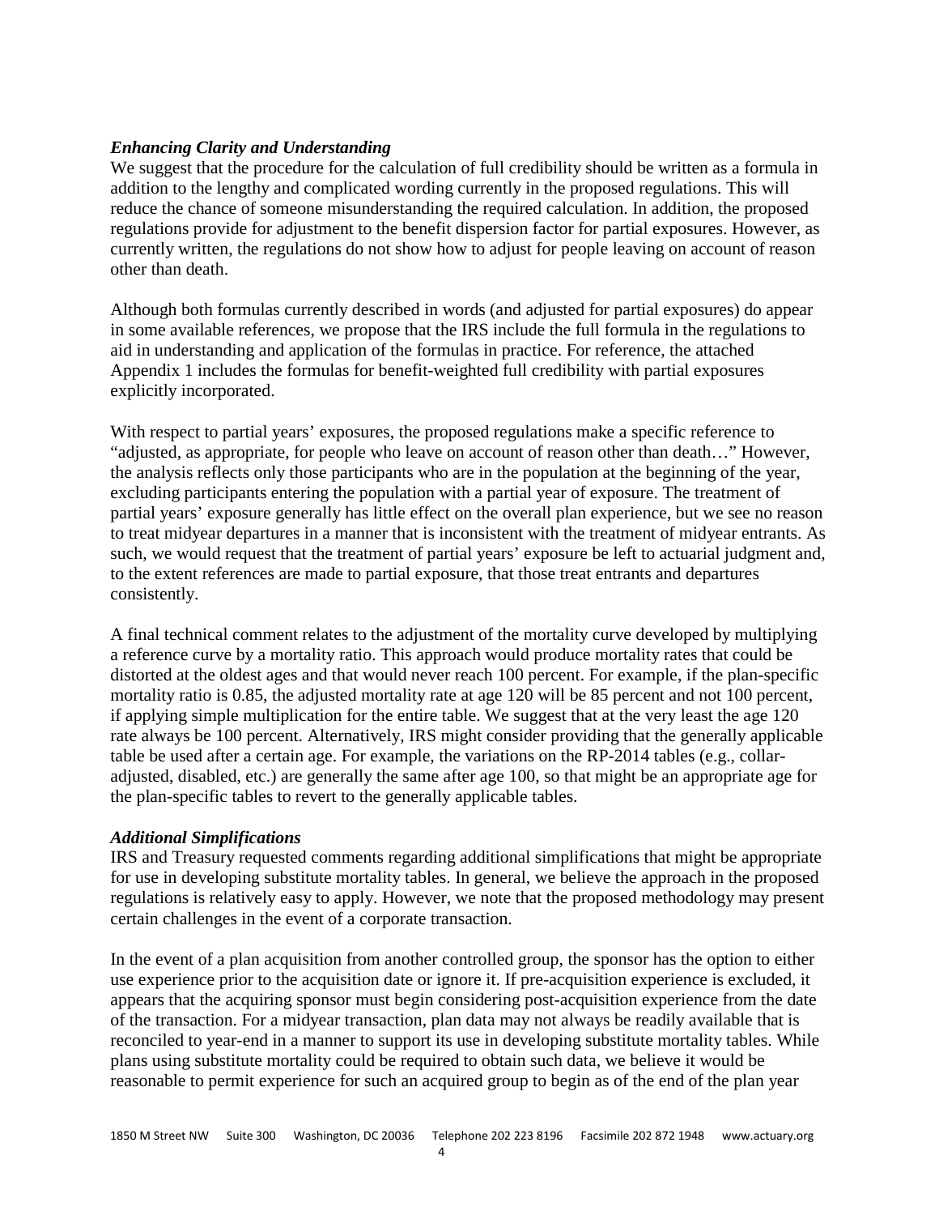***Enhancing Clarity and Understanding***

We suggest that the procedure for the calculation of full credibility should be written as a formula in addition to the lengthy and complicated wording currently in the proposed regulations. This will reduce the chance of someone misunderstanding the required calculation. In addition, the proposed regulations provide for adjustment to the benefit dispersion factor for partial exposures. However, as currently written, the regulations do not show how to adjust for people leaving on account of reason other than death.

Although both formulas currently described in words (and adjusted for partial exposures) do appear in some available references, we propose that the IRS include the full formula in the regulations to aid in understanding and application of the formulas in practice. For reference, the attached Appendix 1 includes the formulas for benefit-weighted full credibility with partial exposures explicitly incorporated.

With respect to partial years' exposures, the proposed regulations make a specific reference to "adjusted, as appropriate, for people who leave on account of reason other than death…" However, the analysis reflects only those participants who are in the population at the beginning of the year, excluding participants entering the population with a partial year of exposure. The treatment of partial years' exposure generally has little effect on the overall plan experience, but we see no reason to treat midyear departures in a manner that is inconsistent with the treatment of midyear entrants. As such, we would request that the treatment of partial years' exposure be left to actuarial judgment and, to the extent references are made to partial exposure, that those treat entrants and departures consistently.

A final technical comment relates to the adjustment of the mortality curve developed by multiplying a reference curve by a mortality ratio. This approach would produce mortality rates that could be distorted at the oldest ages and that would never reach 100 percent. For example, if the plan-specific mortality ratio is 0.85, the adjusted mortality rate at age 120 will be 85 percent and not 100 percent, if applying simple multiplication for the entire table. We suggest that at the very least the age 120 rate always be 100 percent. Alternatively, IRS might consider providing that the generally applicable table be used after a certain age. For example, the variations on the RP-2014 tables (e.g., collar-adjusted, disabled, etc.) are generally the same after age 100, so that might be an appropriate age for the plan-specific tables to revert to the generally applicable tables.

***Additional Simplifications***

IRS and Treasury requested comments regarding additional simplifications that might be appropriate for use in developing substitute mortality tables. In general, we believe the approach in the proposed regulations is relatively easy to apply. However, we note that the proposed methodology may present certain challenges in the event of a corporate transaction.

In the event of a plan acquisition from another controlled group, the sponsor has the option to either use experience prior to the acquisition date or ignore it. If pre-acquisition experience is excluded, it appears that the acquiring sponsor must begin considering post-acquisition experience from the date of the transaction. For a midyear transaction, plan data may not always be readily available that is reconciled to year-end in a manner to support its use in developing substitute mortality tables. While plans using substitute mortality could be required to obtain such data, we believe it would be reasonable to permit experience for such an acquired group to begin as of the end of the plan year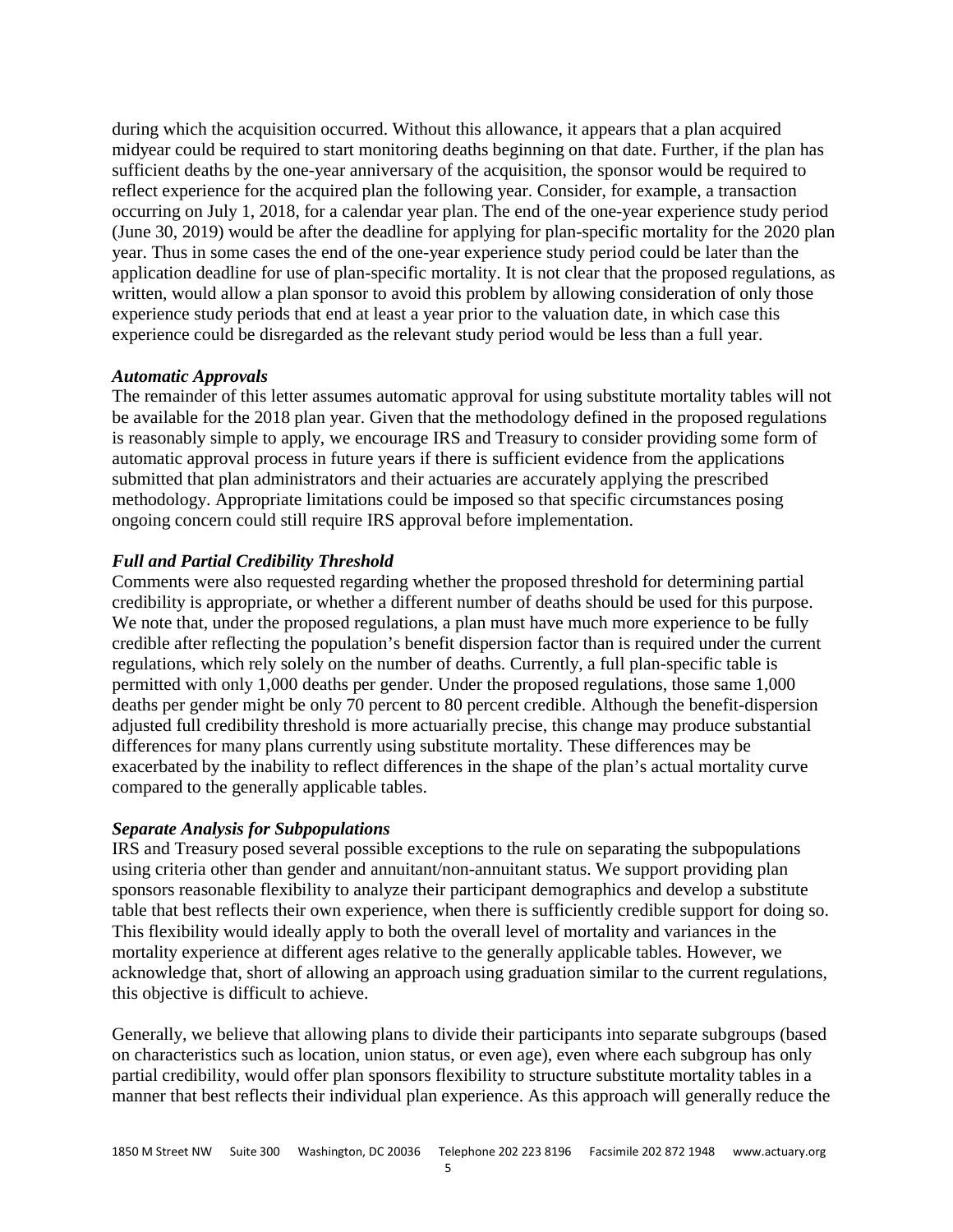during which the acquisition occurred. Without this allowance, it appears that a plan acquired midyear could be required to start monitoring deaths beginning on that date. Further, if the plan has sufficient deaths by the one-year anniversary of the acquisition, the sponsor would be required to reflect experience for the acquired plan the following year. Consider, for example, a transaction occurring on July 1, 2018, for a calendar year plan. The end of the one-year experience study period (June 30, 2019) would be after the deadline for applying for plan-specific mortality for the 2020 plan year. Thus in some cases the end of the one-year experience study period could be later than the application deadline for use of plan-specific mortality. It is not clear that the proposed regulations, as written, would allow a plan sponsor to avoid this problem by allowing consideration of only those experience study periods that end at least a year prior to the valuation date, in which case this experience could be disregarded as the relevant study period would be less than a full year.

***Automatic Approvals***

The remainder of this letter assumes automatic approval for using substitute mortality tables will not be available for the 2018 plan year. Given that the methodology defined in the proposed regulations is reasonably simple to apply, we encourage IRS and Treasury to consider providing some form of automatic approval process in future years if there is sufficient evidence from the applications submitted that plan administrators and their actuaries are accurately applying the prescribed methodology. Appropriate limitations could be imposed so that specific circumstances posing ongoing concern could still require IRS approval before implementation.

***Full and Partial Credibility Threshold***

Comments were also requested regarding whether the proposed threshold for determining partial credibility is appropriate, or whether a different number of deaths should be used for this purpose. We note that, under the proposed regulations, a plan must have much more experience to be fully credible after reflecting the population's benefit dispersion factor than is required under the current regulations, which rely solely on the number of deaths. Currently, a full plan-specific table is permitted with only 1,000 deaths per gender. Under the proposed regulations, those same 1,000 deaths per gender might be only 70 percent to 80 percent credible. Although the benefit-dispersion adjusted full credibility threshold is more actuarially precise, this change may produce substantial differences for many plans currently using substitute mortality. These differences may be exacerbated by the inability to reflect differences in the shape of the plan's actual mortality curve compared to the generally applicable tables.

***Separate Analysis for Subpopulations***

IRS and Treasury posed several possible exceptions to the rule on separating the subpopulations using criteria other than gender and annuitant/non-annuitant status. We support providing plan sponsors reasonable flexibility to analyze their participant demographics and develop a substitute table that best reflects their own experience, when there is sufficiently credible support for doing so. This flexibility would ideally apply to both the overall level of mortality and variances in the mortality experience at different ages relative to the generally applicable tables. However, we acknowledge that, short of allowing an approach using graduation similar to the current regulations, this objective is difficult to achieve.

Generally, we believe that allowing plans to divide their participants into separate subgroups (based on characteristics such as location, union status, or even age), even where each subgroup has only partial credibility, would offer plan sponsors flexibility to structure substitute mortality tables in a manner that best reflects their individual plan experience. As this approach will generally reduce the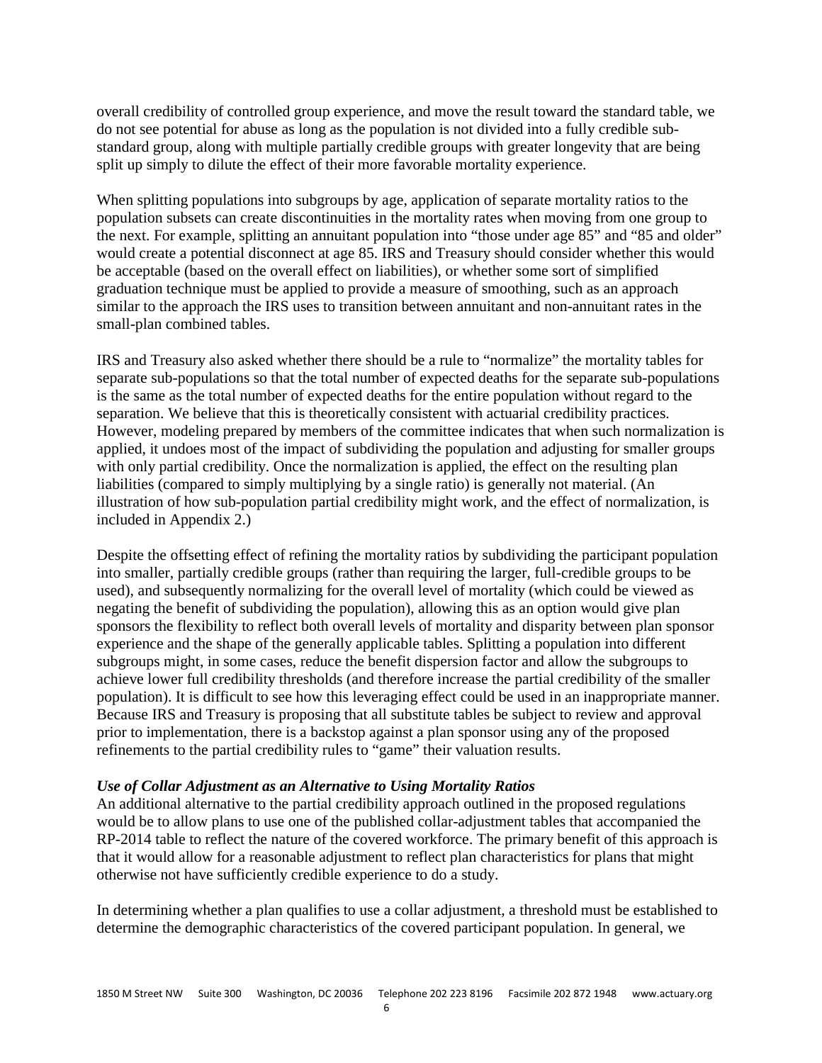overall credibility of controlled group experience, and move the result toward the standard table, we do not see potential for abuse as long as the population is not divided into a fully credible sub-standard group, along with multiple partially credible groups with greater longevity that are being split up simply to dilute the effect of their more favorable mortality experience.

When splitting populations into subgroups by age, application of separate mortality ratios to the population subsets can create discontinuities in the mortality rates when moving from one group to the next. For example, splitting an annuitant population into "those under age 85" and "85 and older" would create a potential disconnect at age 85. IRS and Treasury should consider whether this would be acceptable (based on the overall effect on liabilities), or whether some sort of simplified graduation technique must be applied to provide a measure of smoothing, such as an approach similar to the approach the IRS uses to transition between annuitant and non-annuitant rates in the small-plan combined tables.

IRS and Treasury also asked whether there should be a rule to "normalize" the mortality tables for separate sub-populations so that the total number of expected deaths for the separate sub-populations is the same as the total number of expected deaths for the entire population without regard to the separation. We believe that this is theoretically consistent with actuarial credibility practices. However, modeling prepared by members of the committee indicates that when such normalization is applied, it undoes most of the impact of subdividing the population and adjusting for smaller groups with only partial credibility. Once the normalization is applied, the effect on the resulting plan liabilities (compared to simply multiplying by a single ratio) is generally not material. (An illustration of how sub-population partial credibility might work, and the effect of normalization, is included in Appendix 2.)

Despite the offsetting effect of refining the mortality ratios by subdividing the participant population into smaller, partially credible groups (rather than requiring the larger, full-credible groups to be used), and subsequently normalizing for the overall level of mortality (which could be viewed as negating the benefit of subdividing the population), allowing this as an option would give plan sponsors the flexibility to reflect both overall levels of mortality and disparity between plan sponsor experience and the shape of the generally applicable tables. Splitting a population into different subgroups might, in some cases, reduce the benefit dispersion factor and allow the subgroups to achieve lower full credibility thresholds (and therefore increase the partial credibility of the smaller population). It is difficult to see how this leveraging effect could be used in an inappropriate manner. Because IRS and Treasury is proposing that all substitute tables be subject to review and approval prior to implementation, there is a backstop against a plan sponsor using any of the proposed refinements to the partial credibility rules to "game" their valuation results.

***Use of Collar Adjustment as an Alternative to Using Mortality Ratios***

An additional alternative to the partial credibility approach outlined in the proposed regulations would be to allow plans to use one of the published collar-adjustment tables that accompanied the RP-2014 table to reflect the nature of the covered workforce. The primary benefit of this approach is that it would allow for a reasonable adjustment to reflect plan characteristics for plans that might otherwise not have sufficiently credible experience to do a study.

In determining whether a plan qualifies to use a collar adjustment, a threshold must be established to determine the demographic characteristics of the covered participant population. In general, we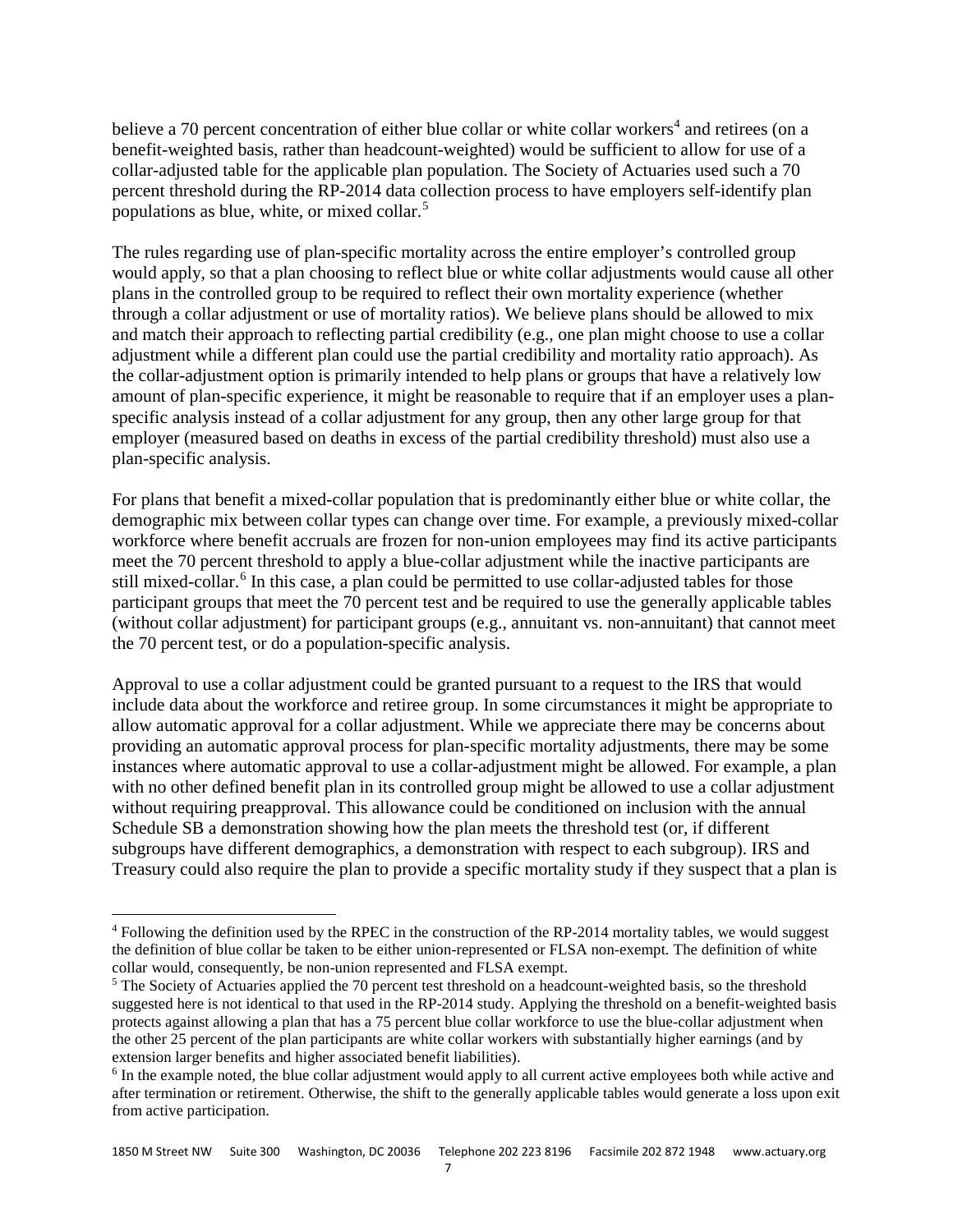believe a 70 percent concentration of either blue collar or white collar workers[4] and retirees (on a benefit-weighted basis, rather than headcount-weighted) would be sufficient to allow for use of a collar-adjusted table for the applicable plan population. The Society of Actuaries used such a 70 percent threshold during the RP-2014 data collection process to have employers self-identify plan populations as blue, white, or mixed collar.[5]

The rules regarding use of plan-specific mortality across the entire employer's controlled group would apply, so that a plan choosing to reflect blue or white collar adjustments would cause all other plans in the controlled group to be required to reflect their own mortality experience (whether through a collar adjustment or use of mortality ratios). We believe plans should be allowed to mix and match their approach to reflecting partial credibility (e.g., one plan might choose to use a collar adjustment while a different plan could use the partial credibility and mortality ratio approach). As the collar-adjustment option is primarily intended to help plans or groups that have a relatively low amount of plan-specific experience, it might be reasonable to require that if an employer uses a plan-specific analysis instead of a collar adjustment for any group, then any other large group for that employer (measured based on deaths in excess of the partial credibility threshold) must also use a plan-specific analysis.

For plans that benefit a mixed-collar population that is predominantly either blue or white collar, the demographic mix between collar types can change over time. For example, a previously mixed-collar workforce where benefit accruals are frozen for non-union employees may find its active participants meet the 70 percent threshold to apply a blue-collar adjustment while the inactive participants are still mixed-collar.[6] In this case, a plan could be permitted to use collar-adjusted tables for those participant groups that meet the 70 percent test and be required to use the generally applicable tables (without collar adjustment) for participant groups (e.g., annuitant vs. non-annuitant) that cannot meet the 70 percent test, or do a population-specific analysis.

Approval to use a collar adjustment could be granted pursuant to a request to the IRS that would include data about the workforce and retiree group. In some circumstances it might be appropriate to allow automatic approval for a collar adjustment. While we appreciate there may be concerns about providing an automatic approval process for plan-specific mortality adjustments, there may be some instances where automatic approval to use a collar-adjustment might be allowed. For example, a plan with no other defined benefit plan in its controlled group might be allowed to use a collar adjustment without requiring preapproval. This allowance could be conditioned on inclusion with the annual Schedule SB a demonstration showing how the plan meets the threshold test (or, if different subgroups have different demographics, a demonstration with respect to each subgroup). IRS and Treasury could also require the plan to provide a specific mortality study if they suspect that a plan is

---

[4] Following the definition used by the RPEC in the construction of the RP-2014 mortality tables, we would suggest the definition of blue collar be taken to be either union-represented or FLSA non-exempt. The definition of white collar would, consequently, be non-union represented and FLSA exempt.

[5] The Society of Actuaries applied the 70 percent test threshold on a headcount-weighted basis, so the threshold suggested here is not identical to that used in the RP-2014 study. Applying the threshold on a benefit-weighted basis protects against allowing a plan that has a 75 percent blue collar workforce to use the blue-collar adjustment when the other 25 percent of the plan participants are white collar workers with substantially higher earnings (and by extension larger benefits and higher associated benefit liabilities).

[6] In the example noted, the blue collar adjustment would apply to all current active employees both while active and after termination or retirement. Otherwise, the shift to the generally applicable tables would generate a loss upon exit from active participation.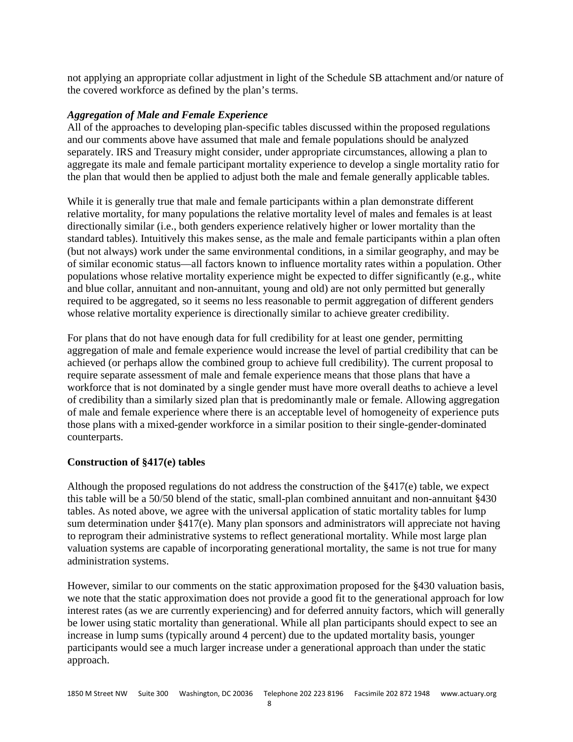not applying an appropriate collar adjustment in light of the Schedule SB attachment and/or nature of the covered workforce as defined by the plan's terms.

***Aggregation of Male and Female Experience***

All of the approaches to developing plan-specific tables discussed within the proposed regulations and our comments above have assumed that male and female populations should be analyzed separately. IRS and Treasury might consider, under appropriate circumstances, allowing a plan to aggregate its male and female participant mortality experience to develop a single mortality ratio for the plan that would then be applied to adjust both the male and female generally applicable tables.

While it is generally true that male and female participants within a plan demonstrate different relative mortality, for many populations the relative mortality level of males and females is at least directionally similar (i.e., both genders experience relatively higher or lower mortality than the standard tables). Intuitively this makes sense, as the male and female participants within a plan often (but not always) work under the same environmental conditions, in a similar geography, and may be of similar economic status—all factors known to influence mortality rates within a population. Other populations whose relative mortality experience might be expected to differ significantly (e.g., white and blue collar, annuitant and non-annuitant, young and old) are not only permitted but generally required to be aggregated, so it seems no less reasonable to permit aggregation of different genders whose relative mortality experience is directionally similar to achieve greater credibility.

For plans that do not have enough data for full credibility for at least one gender, permitting aggregation of male and female experience would increase the level of partial credibility that can be achieved (or perhaps allow the combined group to achieve full credibility). The current proposal to require separate assessment of male and female experience means that those plans that have a workforce that is not dominated by a single gender must have more overall deaths to achieve a level of credibility than a similarly sized plan that is predominantly male or female. Allowing aggregation of male and female experience where there is an acceptable level of homogeneity of experience puts those plans with a mixed-gender workforce in a similar position to their single-gender-dominated counterparts.

**Construction of §417(e) tables**

Although the proposed regulations do not address the construction of the §417(e) table, we expect this table will be a 50/50 blend of the static, small-plan combined annuitant and non-annuitant §430 tables. As noted above, we agree with the universal application of static mortality tables for lump sum determination under §417(e). Many plan sponsors and administrators will appreciate not having to reprogram their administrative systems to reflect generational mortality. While most large plan valuation systems are capable of incorporating generational mortality, the same is not true for many administration systems.

However, similar to our comments on the static approximation proposed for the §430 valuation basis, we note that the static approximation does not provide a good fit to the generational approach for low interest rates (as we are currently experiencing) and for deferred annuity factors, which will generally be lower using static mortality than generational. While all plan participants should expect to see an increase in lump sums (typically around 4 percent) due to the updated mortality basis, younger participants would see a much larger increase under a generational approach than under the static approach.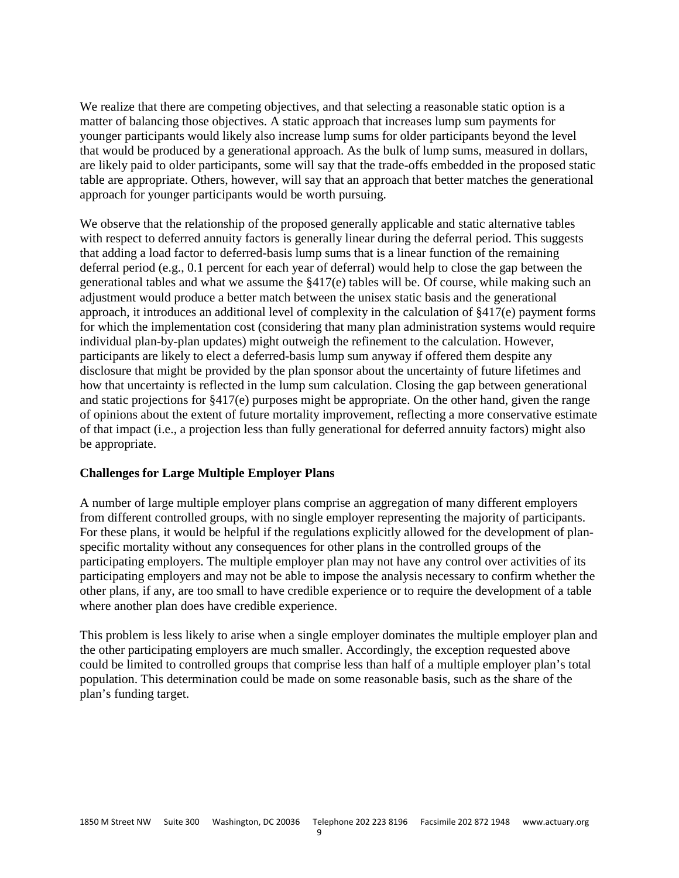We realize that there are competing objectives, and that selecting a reasonable static option is a matter of balancing those objectives. A static approach that increases lump sum payments for younger participants would likely also increase lump sums for older participants beyond the level that would be produced by a generational approach. As the bulk of lump sums, measured in dollars, are likely paid to older participants, some will say that the trade-offs embedded in the proposed static table are appropriate. Others, however, will say that an approach that better matches the generational approach for younger participants would be worth pursuing.

We observe that the relationship of the proposed generally applicable and static alternative tables with respect to deferred annuity factors is generally linear during the deferral period. This suggests that adding a load factor to deferred-basis lump sums that is a linear function of the remaining deferral period (e.g., 0.1 percent for each year of deferral) would help to close the gap between the generational tables and what we assume the §417(e) tables will be. Of course, while making such an adjustment would produce a better match between the unisex static basis and the generational approach, it introduces an additional level of complexity in the calculation of §417(e) payment forms for which the implementation cost (considering that many plan administration systems would require individual plan-by-plan updates) might outweigh the refinement to the calculation. However, participants are likely to elect a deferred-basis lump sum anyway if offered them despite any disclosure that might be provided by the plan sponsor about the uncertainty of future lifetimes and how that uncertainty is reflected in the lump sum calculation. Closing the gap between generational and static projections for §417(e) purposes might be appropriate. On the other hand, given the range of opinions about the extent of future mortality improvement, reflecting a more conservative estimate of that impact (i.e., a projection less than fully generational for deferred annuity factors) might also be appropriate.

**Challenges for Large Multiple Employer Plans**

A number of large multiple employer plans comprise an aggregation of many different employers from different controlled groups, with no single employer representing the majority of participants. For these plans, it would be helpful if the regulations explicitly allowed for the development of plan-specific mortality without any consequences for other plans in the controlled groups of the participating employers. The multiple employer plan may not have any control over activities of its participating employers and may not be able to impose the analysis necessary to confirm whether the other plans, if any, are too small to have credible experience or to require the development of a table where another plan does have credible experience.

This problem is less likely to arise when a single employer dominates the multiple employer plan and the other participating employers are much smaller. Accordingly, the exception requested above could be limited to controlled groups that comprise less than half of a multiple employer plan's total population. This determination could be made on some reasonable basis, such as the share of the plan's funding target.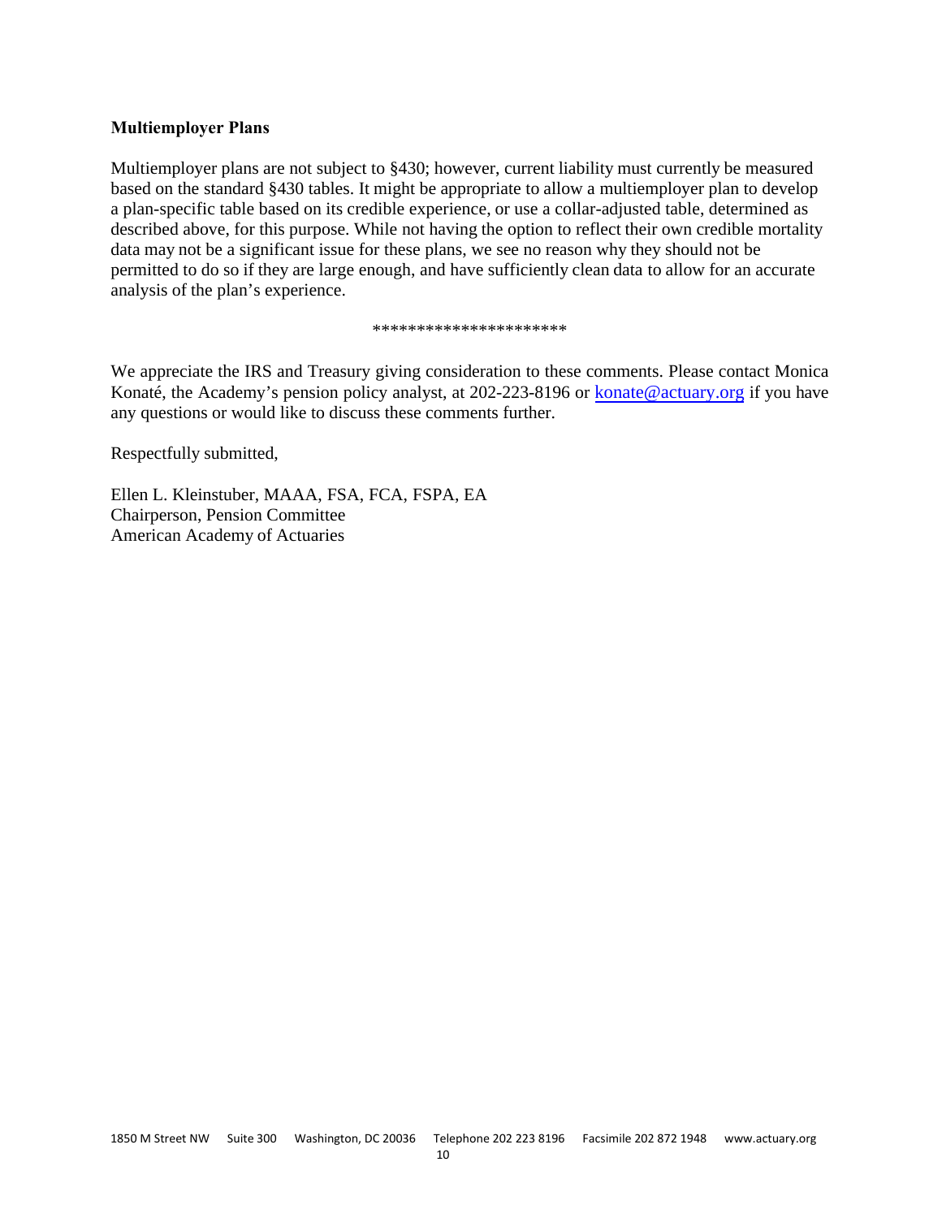**Multiemployer Plans**

Multiemployer plans are not subject to §430; however, current liability must currently be measured based on the standard §430 tables. It might be appropriate to allow a multiemployer plan to develop a plan-specific table based on its credible experience, or use a collar-adjusted table, determined as described above, for this purpose. While not having the option to reflect their own credible mortality data may not be a significant issue for these plans, we see no reason why they should not be permitted to do so if they are large enough, and have sufficiently clean data to allow for an accurate analysis of the plan's experience.

**********************

We appreciate the IRS and Treasury giving consideration to these comments. Please contact Monica Konaté, the Academy's pension policy analyst, at 202-223-8196 or konate@actuary.org if you have any questions or would like to discuss these comments further.

Respectfully submitted,

Ellen L. Kleinstuber, MAAA, FSA, FCA, FSPA, EA
Chairperson, Pension Committee
American Academy of Actuaries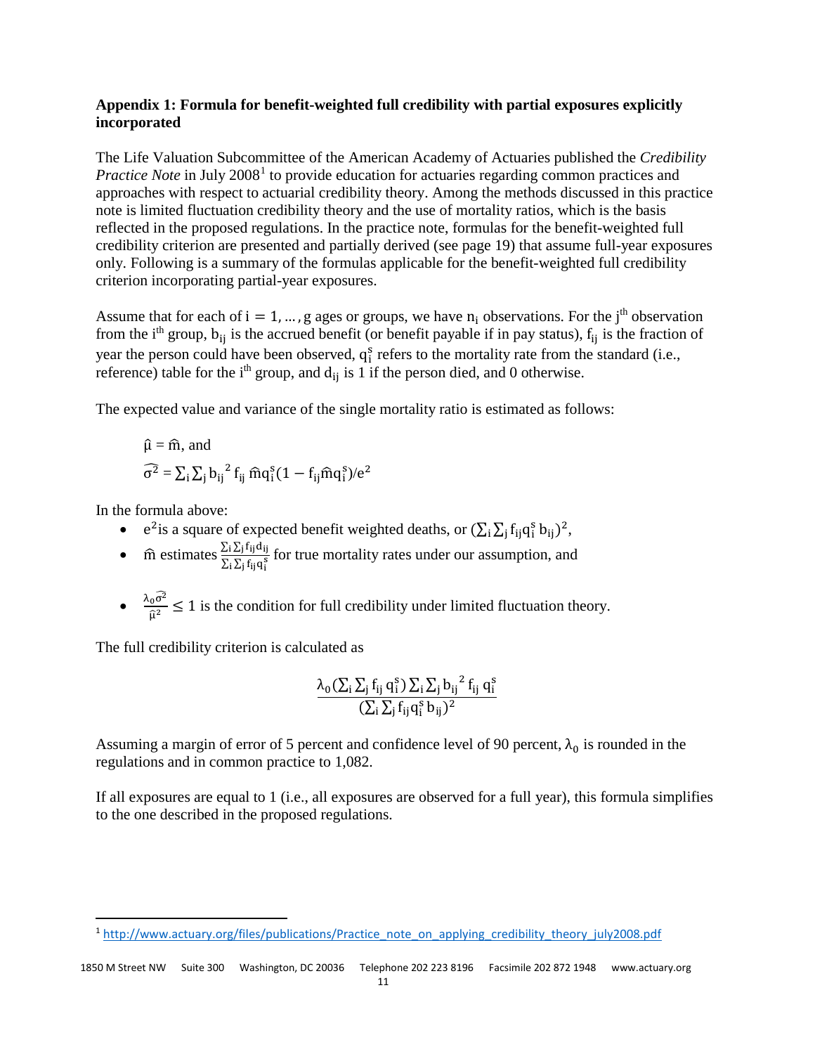**Appendix 1: Formula for benefit-weighted full credibility with partial exposures explicitly incorporated**

The Life Valuation Subcommittee of the American Academy of Actuaries published the *Credibility Practice Note* in July 2008[1] to provide education for actuaries regarding common practices and approaches with respect to actuarial credibility theory. Among the methods discussed in this practice note is limited fluctuation credibility theory and the use of mortality ratios, which is the basis reflected in the proposed regulations. In the practice note, formulas for the benefit-weighted full credibility criterion are presented and partially derived (see page 19) that assume full-year exposures only. Following is a summary of the formulas applicable for the benefit-weighted full credibility criterion incorporating partial-year exposures.

Assume that for each of $i = 1, \ldots, g$ ages or groups, we have $n_i$ observations. For the j[th] observation from the i[th] group, $b_{ij}$ is the accrued benefit (or benefit payable if in pay status), $f_{ij}$ is the fraction of year the person could have been observed, $q_i^s$ refers to the mortality rate from the standard (i.e., reference) table for the i[th] group, and $d_{ij}$ is 1 if the person died, and 0 otherwise.

The expected value and variance of the single mortality ratio is estimated as follows:

$\hat{\mu} = \widehat{m}$, and

$\widehat{\sigma^2} = \sum_i \sum_j {b_{ij}}^2 \, f_{ij} \, \widehat{m} q_i^s (1 - f_{ij} \widehat{m} q_i^s)/e^2$

In the formula above:

- $e^2$ is a square of expected benefit weighted deaths, or $(\sum_i \sum_j f_{ij} q_i^s \, b_{ij})^2$,
- $\widehat{m}$ estimates $\frac{\sum_i \sum_j f_{ij} d_{ij}}{\sum_i \sum_j f_{ij} q_i^s}$ for true mortality rates under our assumption, and
- $\frac{\lambda_0 \widehat{\sigma^2}}{\hat{\mu}^2} \leq 1$ is the condition for full credibility under limited fluctuation theory.

The full credibility criterion is calculated as

$$\frac{\lambda_0 (\sum_i \sum_j f_{ij} \, q_i^s) \sum_i \sum_j {b_{ij}}^2 \, f_{ij} \, q_i^s}{(\sum_i \sum_j f_{ij} q_i^s \, b_{ij})^2}$$

Assuming a margin of error of 5 percent and confidence level of 90 percent, $\lambda_0$ is rounded in the regulations and in common practice to 1,082.

If all exposures are equal to 1 (i.e., all exposures are observed for a full year), this formula simplifies to the one described in the proposed regulations.

[1] http://www.actuary.org/files/publications/Practice_note_on_applying_credibility_theory_july2008.pdf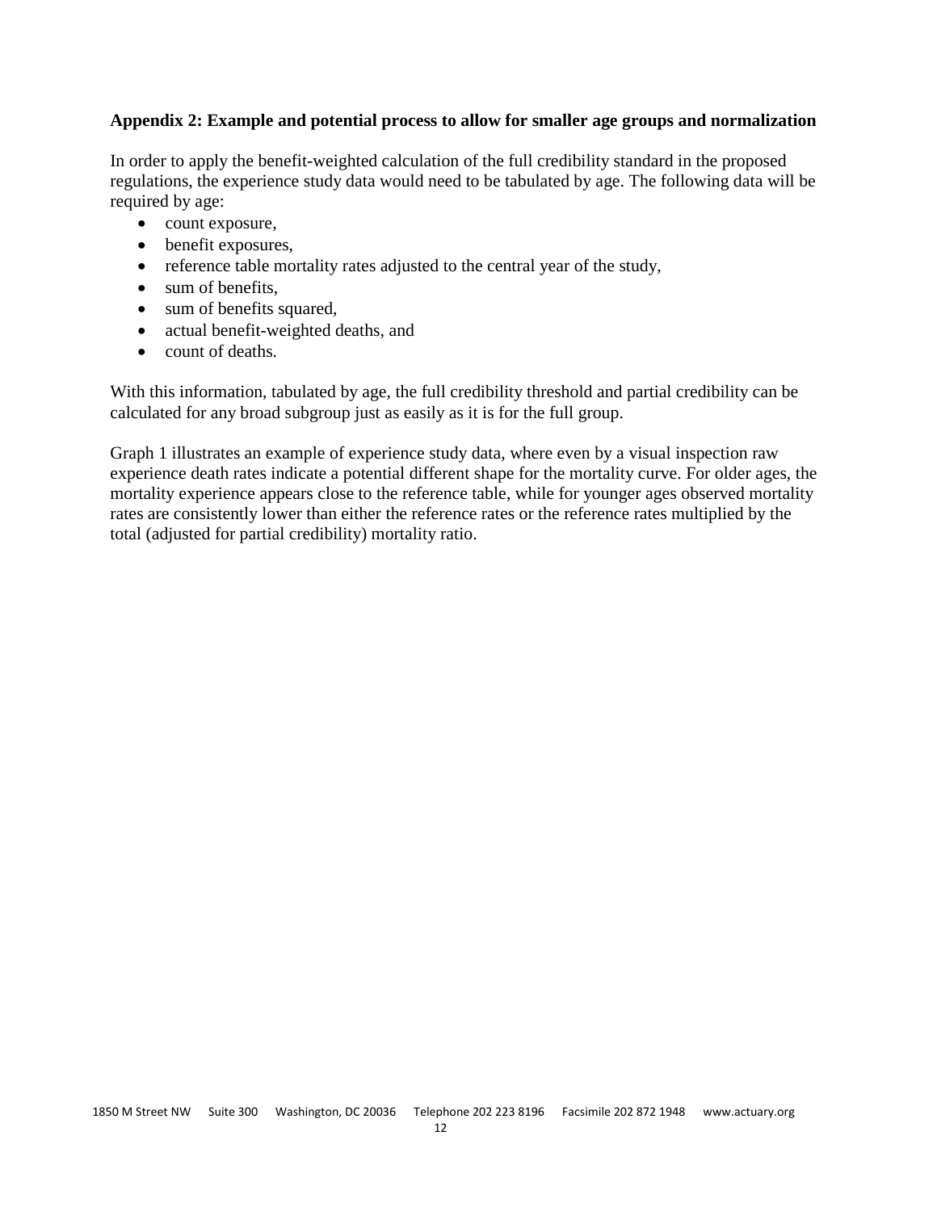**Appendix 2: Example and potential process to allow for smaller age groups and normalization**

In order to apply the benefit-weighted calculation of the full credibility standard in the proposed regulations, the experience study data would need to be tabulated by age. The following data will be required by age:

- count exposure,
- benefit exposures,
- reference table mortality rates adjusted to the central year of the study,
- sum of benefits,
- sum of benefits squared,
- actual benefit-weighted deaths, and
- count of deaths.

With this information, tabulated by age, the full credibility threshold and partial credibility can be calculated for any broad subgroup just as easily as it is for the full group.

Graph 1 illustrates an example of experience study data, where even by a visual inspection raw experience death rates indicate a potential different shape for the mortality curve. For older ages, the mortality experience appears close to the reference table, while for younger ages observed mortality rates are consistently lower than either the reference rates or the reference rates multiplied by the total (adjusted for partial credibility) mortality ratio.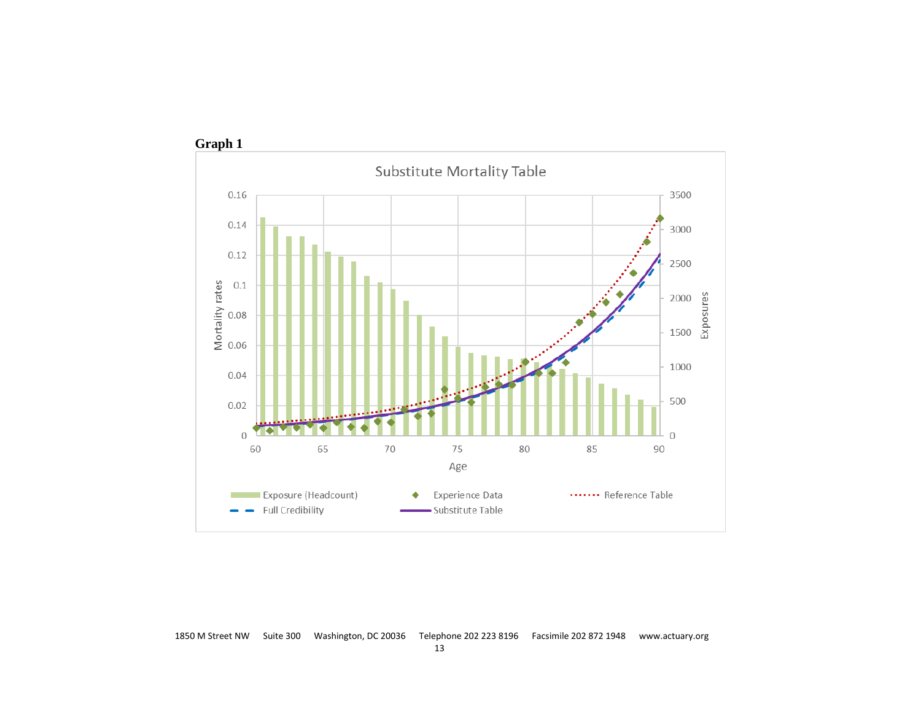**Graph 1**

Substitute Mortality Table

Mortality rates

0.16
0.14
0.12
0.1
0.08
0.06
0.04
0.02
0

Exposures

3500
3000
2500
2000
1500
1000
500
0

Age

60 65 70 75 80 85 90

Exposure (Headcount)
Experience Data
Reference Table
Full Credibility
Substitute Table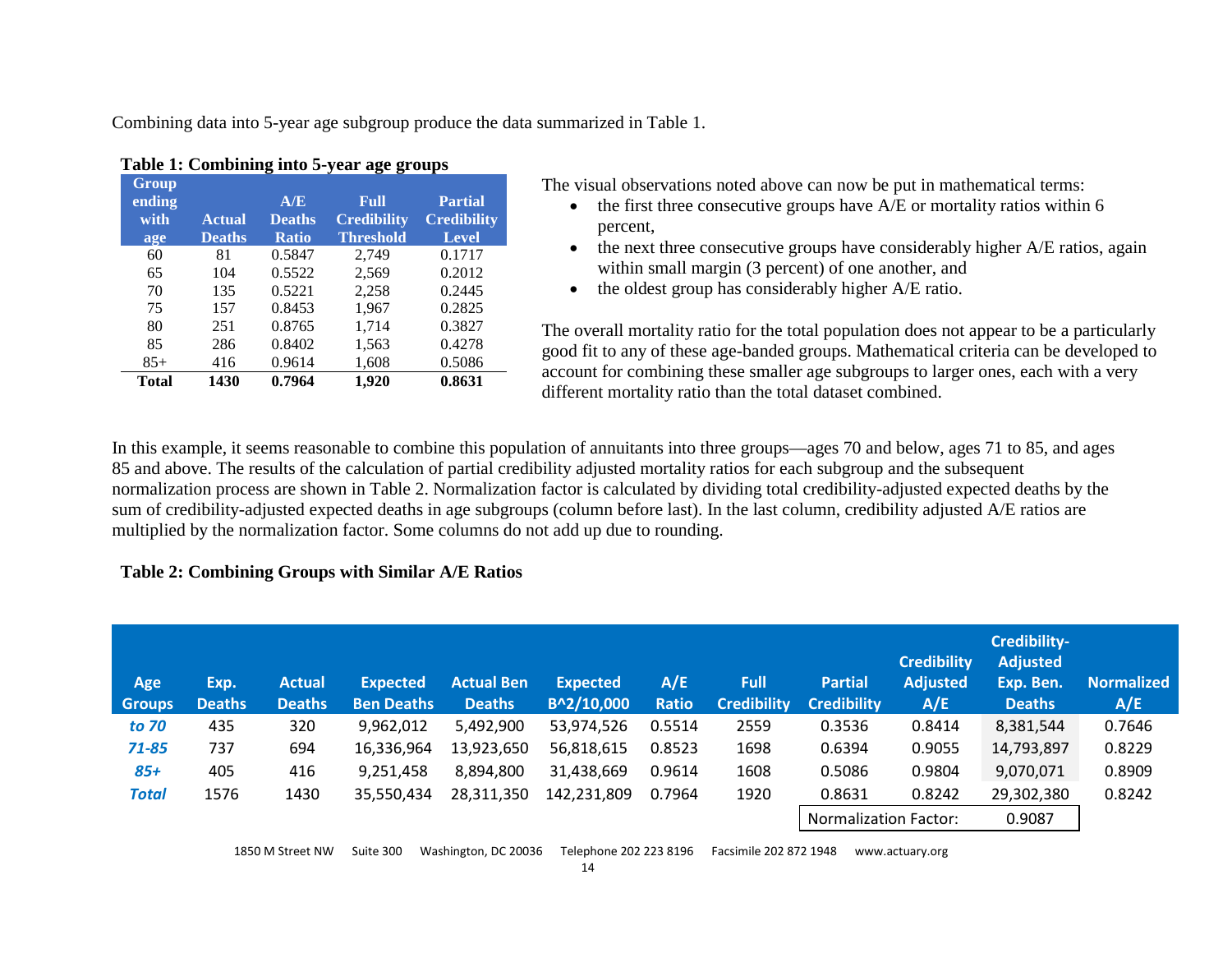Combining data into 5-year age subgroup produce the data summarized in Table 1.

**Table 1: Combining into 5-year age groups**

| Group ending with age | Actual Deaths | A/E Deaths Ratio | Full Credibility Threshold | Partial Credibility Level |
|---|---|---|---|---|
| 60 | 81 | 0.5847 | 2,749 | 0.1717 |
| 65 | 104 | 0.5522 | 2,569 | 0.2012 |
| 70 | 135 | 0.5221 | 2,258 | 0.2445 |
| 75 | 157 | 0.8453 | 1,967 | 0.2825 |
| 80 | 251 | 0.8765 | 1,714 | 0.3827 |
| 85 | 286 | 0.8402 | 1,563 | 0.4278 |
| 85+ | 416 | 0.9614 | 1,608 | 0.5086 |
| **Total** | **1430** | **0.7964** | **1,920** | **0.8631** |

The visual observations noted above can now be put in mathematical terms:

- the first three consecutive groups have A/E or mortality ratios within 6 percent,
- the next three consecutive groups have considerably higher A/E ratios, again within small margin (3 percent) of one another, and
- the oldest group has considerably higher A/E ratio.

The overall mortality ratio for the total population does not appear to be a particularly good fit to any of these age-banded groups. Mathematical criteria can be developed to account for combining these smaller age subgroups to larger ones, each with a very different mortality ratio than the total dataset combined.

In this example, it seems reasonable to combine this population of annuitants into three groups—ages 70 and below, ages 71 to 85, and ages 85 and above. The results of the calculation of partial credibility adjusted mortality ratios for each subgroup and the subsequent normalization process are shown in Table 2. Normalization factor is calculated by dividing total credibility-adjusted expected deaths by the sum of credibility-adjusted expected deaths in age subgroups (column before last). In the last column, credibility adjusted A/E ratios are multiplied by the normalization factor. Some columns do not add up due to rounding.

**Table 2: Combining Groups with Similar A/E Ratios**

| Age Groups | Exp. Deaths | Actual Deaths | Expected Ben Deaths | Actual Ben Deaths | Expected B^2/10,000 | A/E Ratio | Full Credibility | Partial Credibility | Credibility Adjusted A/E | Credibility-Adjusted Exp. Ben. Deaths | Normalized A/E |
|---|---|---|---|---|---|---|---|---|---|---|---|
| *to 70* | 435 | 320 | 9,962,012 | 5,492,900 | 53,974,526 | 0.5514 | 2559 | 0.3536 | 0.8414 | 8,381,544 | 0.7646 |
| *71-85* | 737 | 694 | 16,336,964 | 13,923,650 | 56,818,615 | 0.8523 | 1698 | 0.6394 | 0.9055 | 14,793,897 | 0.8229 |
| *85+* | 405 | 416 | 9,251,458 | 8,894,800 | 31,438,669 | 0.9614 | 1608 | 0.5086 | 0.9804 | 9,070,071 | 0.8909 |
| *Total* | 1576 | 1430 | 35,550,434 | 28,311,350 | 142,231,809 | 0.7964 | 1920 | 0.8631 | 0.8242 | 29,302,380 | 0.8242 |
| | | | | | | | | Normalization Factor: | | 0.9087 | |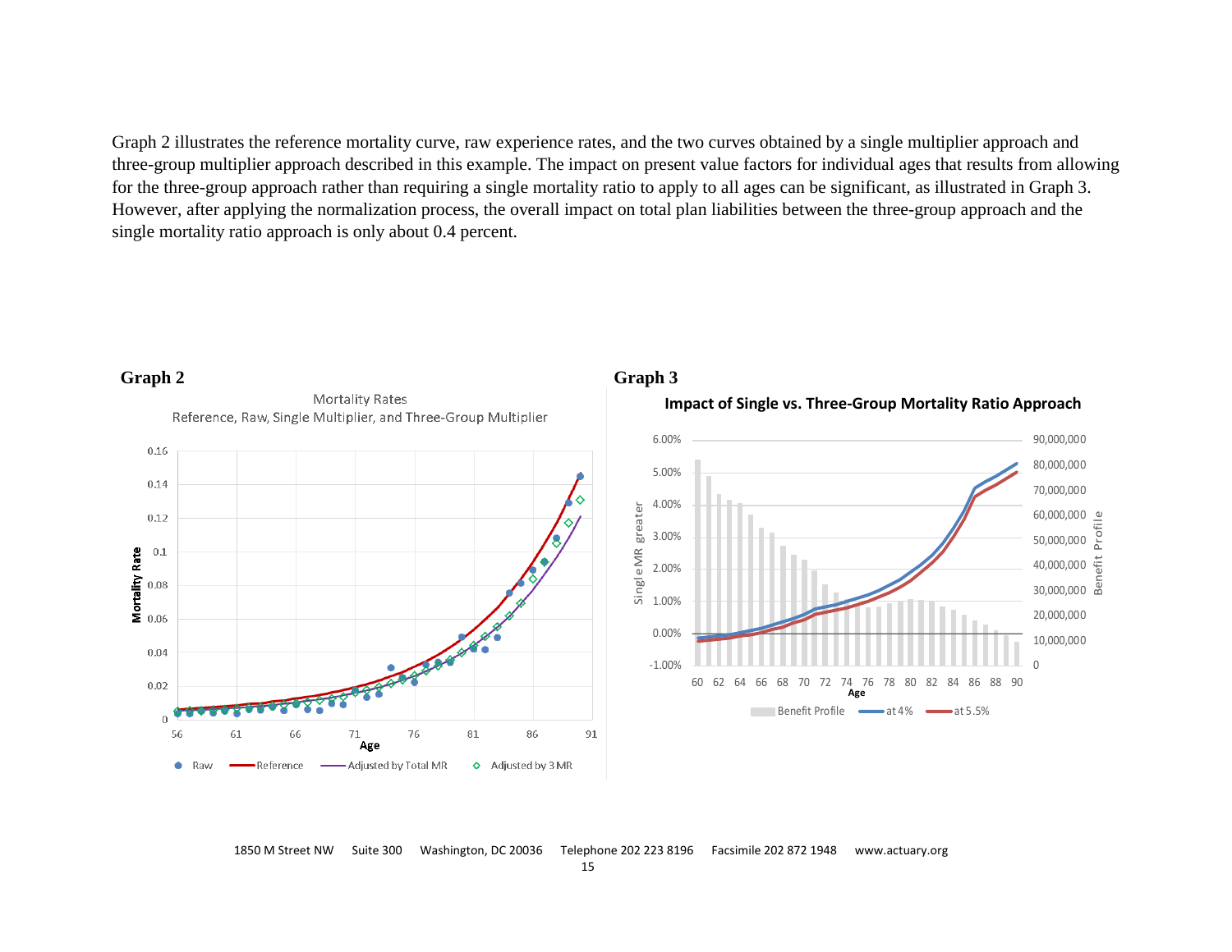Graph 2 illustrates the reference mortality curve, raw experience rates, and the two curves obtained by a single multiplier approach and three-group multiplier approach described in this example. The impact on present value factors for individual ages that results from allowing for the three-group approach rather than requiring a single mortality ratio to apply to all ages can be significant, as illustrated in Graph 3. However, after applying the normalization process, the overall impact on total plan liabilities between the three-group approach and the single mortality ratio approach is only about 0.4 percent.

**Graph 2**

Mortality Rates
Reference, Raw, Single Multiplier, and Three-Group Multiplier

Mortality Rate

0.16
0.14
0.12
0.1
0.08
0.06
0.04
0.02
0

56 61 66 71 76 81 86 91

Age

Raw — Reference — Adjusted by Total MR — Adjusted by 3 MR

**Graph 3**

**Impact of Single vs. Three-Group Mortality Ratio Approach**

Single MR greater

6.00%
5.00%
4.00%
3.00%
2.00%
1.00%
0.00%
-1.00%

Benefit Profile

90,000,000
80,000,000
70,000,000
60,000,000
50,000,000
40,000,000
30,000,000
20,000,000
10,000,000
0

60 62 64 66 68 70 72 74 76 78 80 82 84 86 88 90

Age

Benefit Profile — at 4% — at 5.5%

1850 M Street NW Suite 300 Washington, DC 20036 Telephone 202 223 8196 Facsimile 202 872 1948 www.actuary.org